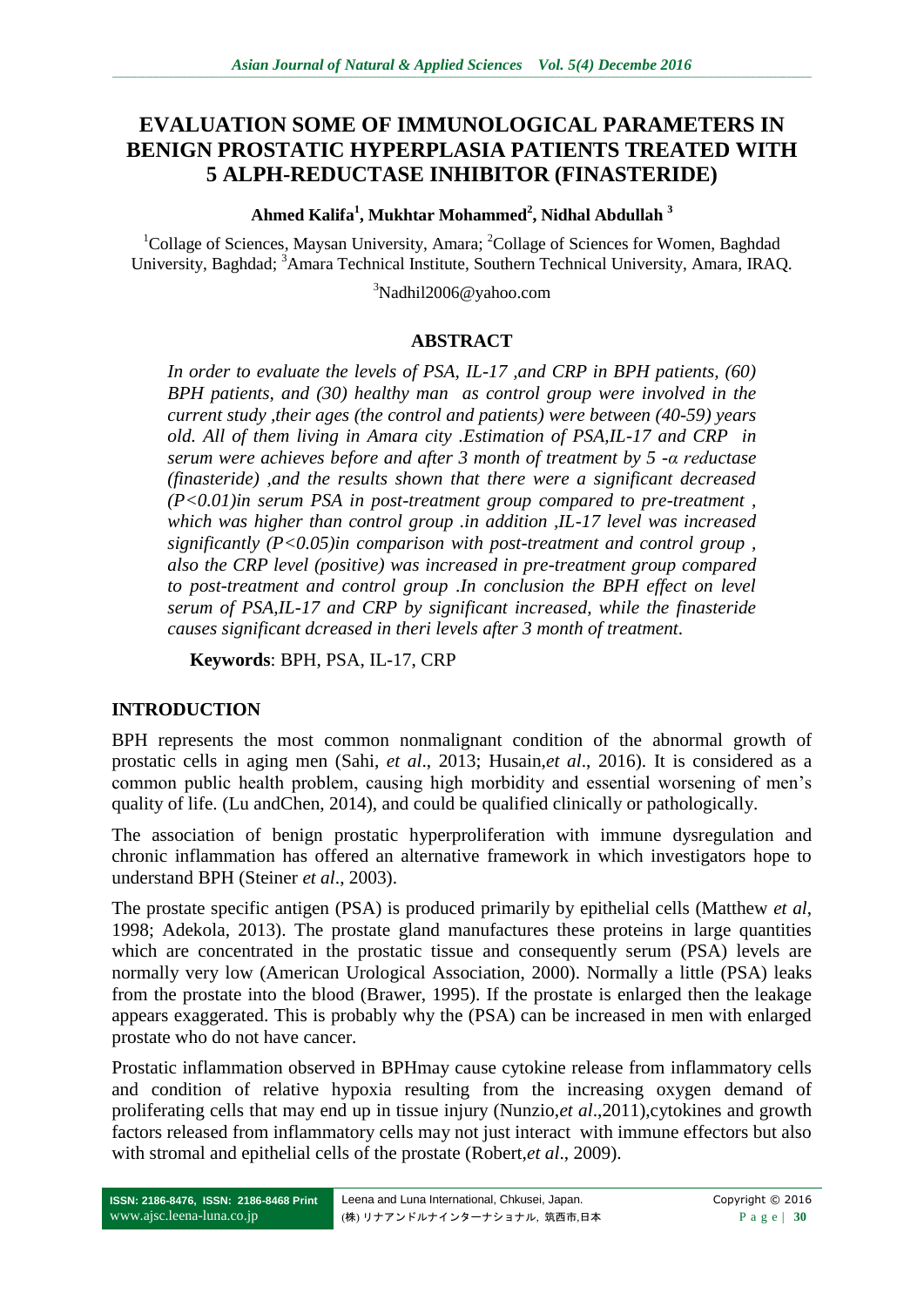# EVALUATION SOME OF IMMUNOLOGICAL PARAMETERS IN BENIGN PROSTATIC HYPERPLASIA PATIENTS TREATED WITH 5 ALPH-REDUCTASE INHIBITOR (FINASTERIDE)

**Ahmed Kalifa[1], Mukhtar Mohammed[2], Nidhal Abdullah [3]**

[1]Collage of Sciences, Maysan University, Amara; [2]Collage of Sciences for Women, Baghdad University, Baghdad; [3]Amara Technical Institute, Southern Technical University, Amara, IRAQ.

[3]Nadhil2006@yahoo.com

## ABSTRACT

*In order to evaluate the levels of PSA, IL-17 ,and CRP in BPH patients, (60) BPH patients, and (30) healthy man as control group were involved in the current study ,their ages (the control and patients) were between (40-59) years old. All of them living in Amara city .Estimation of PSA,IL-17 and CRP in serum were achieves before and after 3 month of treatment by 5 -α reductase (finasteride) ,and the results shown that there were a significant decreased (P<0.01)in serum PSA in post-treatment group compared to pre-treatment , which was higher than control group .in addition ,IL-17 level was increased significantly (P<0.05)in comparison with post-treatment and control group , also the CRP level (positive) was increased in pre-treatment group compared to post-treatment and control group .In conclusion the BPH effect on level serum of PSA,IL-17 and CRP by significant increased, while the finasteride causes significant dcreased in theri levels after 3 month of treatment.*

**Keywords**: BPH, PSA, IL-17, CRP

## INTRODUCTION

BPH represents the most common nonmalignant condition of the abnormal growth of prostatic cells in aging men (Sahi, *et al*., 2013; Husain,*et al*., 2016). It is considered as a common public health problem, causing high morbidity and essential worsening of men's quality of life. (Lu andChen, 2014), and could be qualified clinically or pathologically.

The association of benign prostatic hyperproliferation with immune dysregulation and chronic inflammation has offered an alternative framework in which investigators hope to understand BPH (Steiner *et al*., 2003).

The prostate specific antigen (PSA) is produced primarily by epithelial cells (Matthew *et al*, 1998; Adekola, 2013). The prostate gland manufactures these proteins in large quantities which are concentrated in the prostatic tissue and consequently serum (PSA) levels are normally very low (American Urological Association, 2000). Normally a little (PSA) leaks from the prostate into the blood (Brawer, 1995). If the prostate is enlarged then the leakage appears exaggerated. This is probably why the (PSA) can be increased in men with enlarged prostate who do not have cancer.

Prostatic inflammation observed in BPHmay cause cytokine release from inflammatory cells and condition of relative hypoxia resulting from the increasing oxygen demand of proliferating cells that may end up in tissue injury (Nunzio,*et al*.,2011),cytokines and growth factors released from inflammatory cells may not just interact with immune effectors but also with stromal and epithelial cells of the prostate (Robert,*et al*., 2009).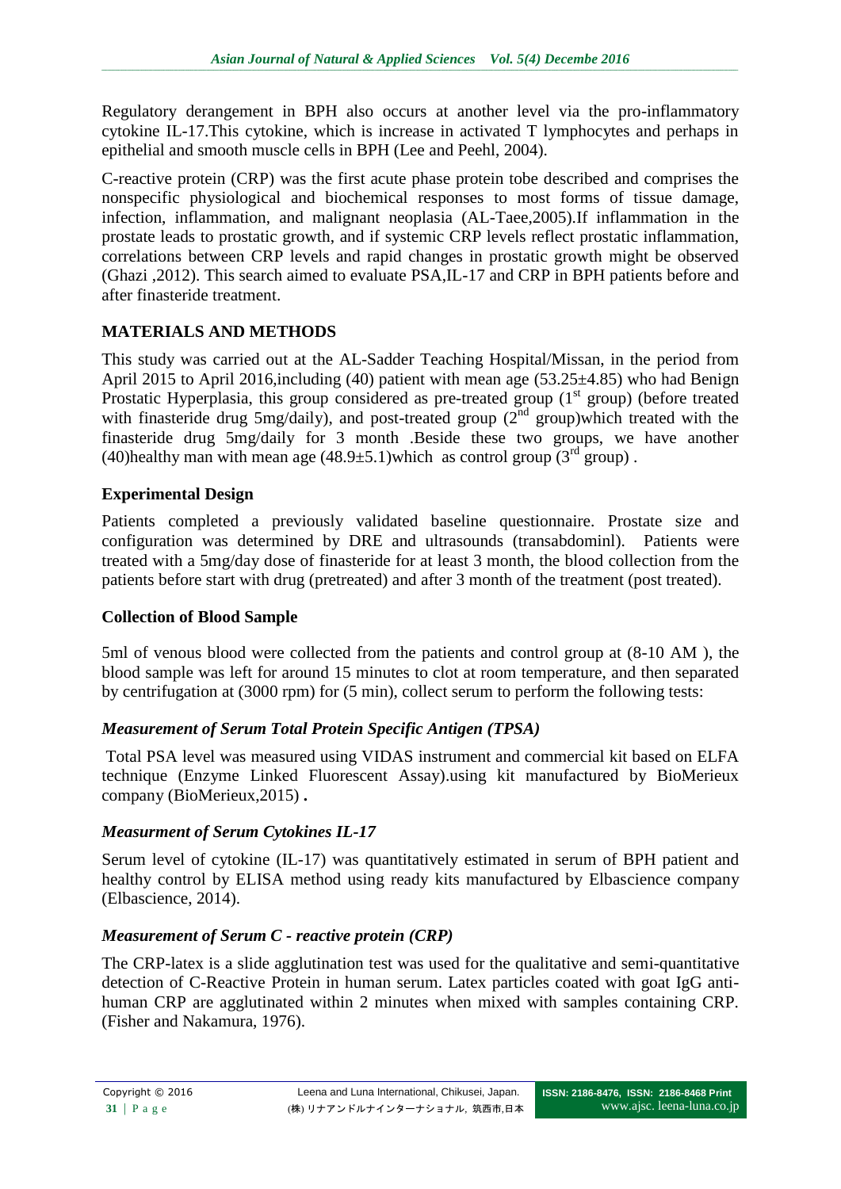Regulatory derangement in BPH also occurs at another level via the pro-inflammatory cytokine IL-17.This cytokine, which is increase in activated T lymphocytes and perhaps in epithelial and smooth muscle cells in BPH (Lee and Peehl, 2004).

C-reactive protein (CRP) was the first acute phase protein tobe described and comprises the nonspecific physiological and biochemical responses to most forms of tissue damage, infection, inflammation, and malignant neoplasia (AL-Taee,2005).If inflammation in the prostate leads to prostatic growth, and if systemic CRP levels reflect prostatic inflammation, correlations between CRP levels and rapid changes in prostatic growth might be observed (Ghazi ,2012). This search aimed to evaluate PSA,IL-17 and CRP in BPH patients before and after finasteride treatment.

## MATERIALS AND METHODS

This study was carried out at the AL-Sadder Teaching Hospital/Missan, in the period from April 2015 to April 2016,including (40) patient with mean age (53.25±4.85) who had Benign Prostatic Hyperplasia, this group considered as pre-treated group (1st group) (before treated with finasteride drug 5mg/daily), and post-treated group (2nd group)which treated with the finasteride drug 5mg/daily for 3 month .Beside these two groups, we have another (40)healthy man with mean age (48.9±5.1)which as control group (3rd group) .

### Experimental Design

Patients completed a previously validated baseline questionnaire. Prostate size and configuration was determined by DRE and ultrasounds (transabdominl). Patients were treated with a 5mg/day dose of finasteride for at least 3 month, the blood collection from the patients before start with drug (pretreated) and after 3 month of the treatment (post treated).

### Collection of Blood Sample

5ml of venous blood were collected from the patients and control group at (8-10 AM ), the blood sample was left for around 15 minutes to clot at room temperature, and then separated by centrifugation at (3000 rpm) for (5 min), collect serum to perform the following tests:

#### *Measurement of Serum Total Protein Specific Antigen (TPSA)*

Total PSA level was measured using VIDAS instrument and commercial kit based on ELFA technique (Enzyme Linked Fluorescent Assay).using kit manufactured by BioMerieux company (BioMerieux,2015) **.**

#### *Measurment of Serum Cytokines IL-17*

Serum level of cytokine (IL-17) was quantitatively estimated in serum of BPH patient and healthy control by ELISA method using ready kits manufactured by Elbascience company (Elbascience, 2014).

#### *Measurement of Serum C - reactive protein (CRP)*

The CRP-latex is a slide agglutination test was used for the qualitative and semi-quantitative detection of C-Reactive Protein in human serum. Latex particles coated with goat IgG anti-human CRP are agglutinated within 2 minutes when mixed with samples containing CRP. (Fisher and Nakamura, 1976).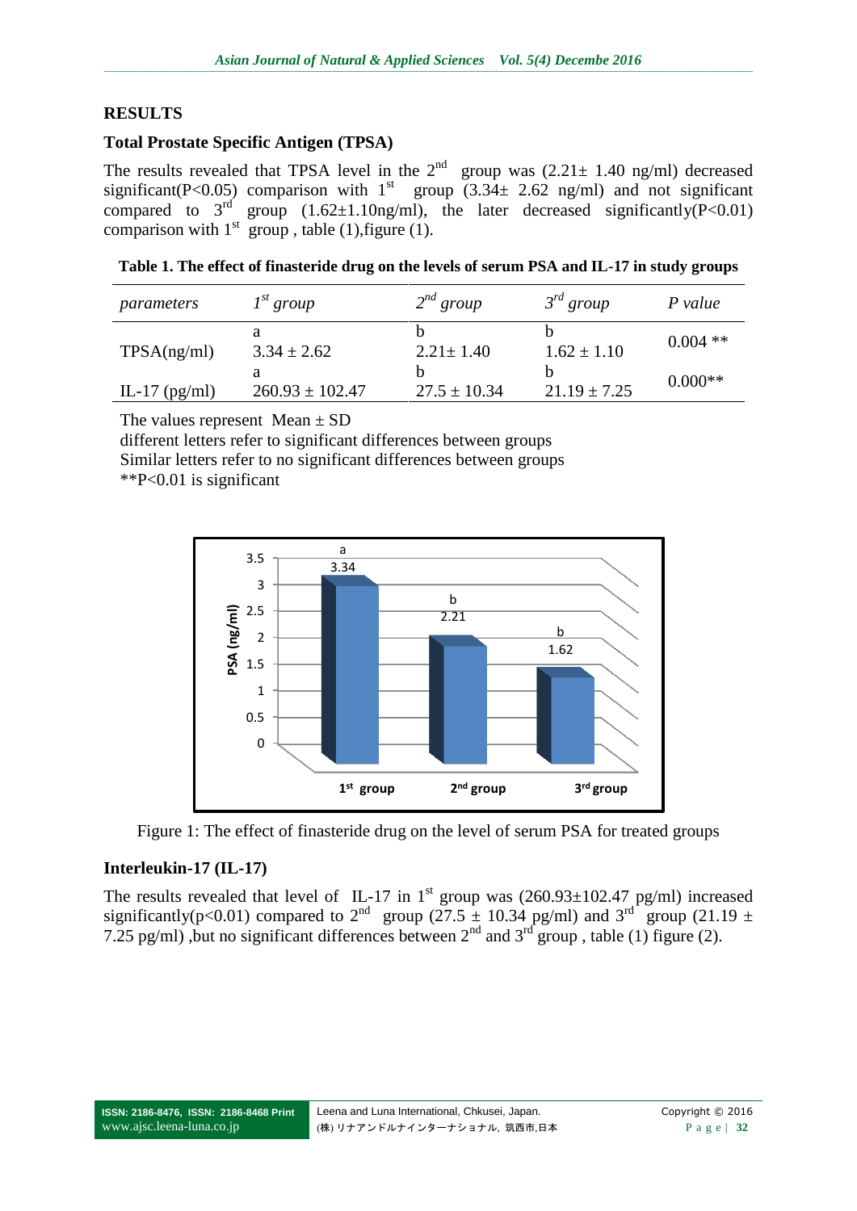## RESULTS

### Total Prostate Specific Antigen (TPSA)

The results revealed that TPSA level in the 2nd group was (2.21± 1.40 ng/ml) decreased significant(P<0.05) comparison with 1st group (3.34± 2.62 ng/ml) and not significant compared to 3rd group (1.62±1.10ng/ml), the later decreased significantly(P<0.01) comparison with 1st group , table (1),figure (1).

**Table 1. The effect of finasteride drug on the levels of serum PSA and IL-17 in study groups**

| *parameters* | *1st group* | *2nd group* | *3rd group* | *P value* |
|---|---|---|---|---|
| TPSA(ng/ml) | a<br>3.34 ± 2.62 | b<br>2.21± 1.40 | b<br>1.62 ± 1.10 | 0.004 ** |
| IL-17 (pg/ml) | a<br>260.93 ± 102.47 | b<br>27.5 ± 10.34 | b<br>21.19 ± 7.25 | 0.000** |

The values represent Mean ± SD
different letters refer to significant differences between groups
Similar letters refer to no significant differences between groups
**P<0.01 is significant

Figure 1: The effect of finasteride drug on the level of serum PSA for treated groups

### Interleukin-17 (IL-17)

The results revealed that level of IL-17 in 1st group was (260.93±102.47 pg/ml) increased significantly(p<0.01) compared to 2nd group (27.5 ± 10.34 pg/ml) and 3rd group (21.19 ± 7.25 pg/ml) ,but no significant differences between 2nd and 3rd group , table (1) figure (2).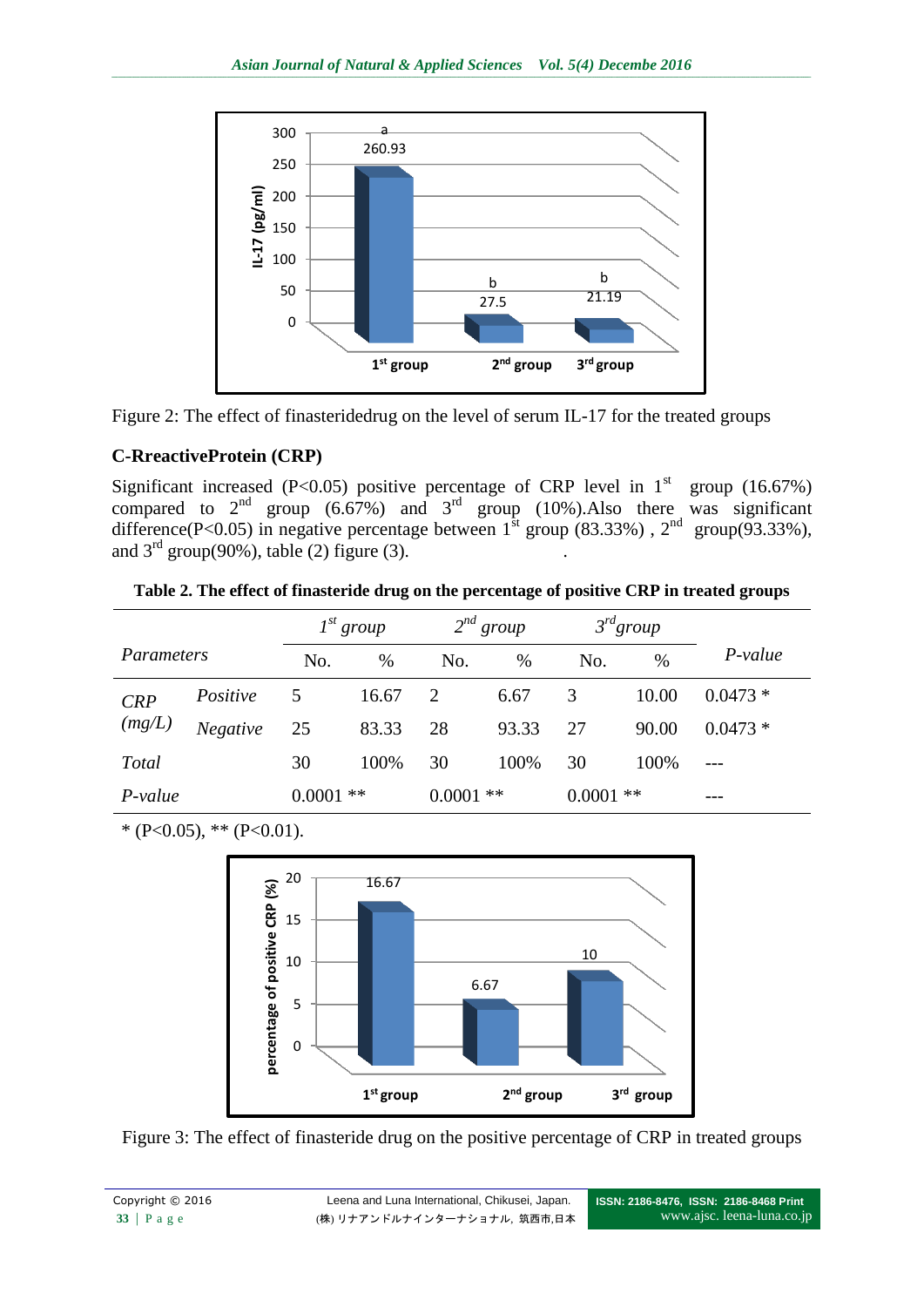Figure 2: The effect of finasteridedrug on the level of serum IL-17 for the treated groups

### C-RreactiveProtein (CRP)

Significant increased (P<0.05) positive percentage of CRP level in 1st group (16.67%) compared to 2nd group (6.67%) and 3rd group (10%).Also there was significant difference(P<0.05) in negative percentage between 1st group (83.33%) , 2nd group(93.33%), and 3rd group(90%), table (2) figure (3).

**Table 2. The effect of finasteride drug on the percentage of positive CRP in treated groups**

| *Parameters* | | *1st group* | | *2nd group* | | *3rd group* | | *P-value* |
|---|---|---|---|---|---|---|---|---|
| | | No. | % | No. | % | No. | % | |
| *CRP (mg/L)* | *Positive* | 5 | 16.67 | 2 | 6.67 | 3 | 10.00 | 0.0473 * |
| | *Negative* | 25 | 83.33 | 28 | 93.33 | 27 | 90.00 | 0.0473 * |
| *Total* | | 30 | 100% | 30 | 100% | 30 | 100% | --- |
| *P-value* | | 0.0001 ** | | 0.0001 ** | | 0.0001 ** | | --- |

* (P<0.05), ** (P<0.01).

Figure 3: The effect of finasteride drug on the positive percentage of CRP in treated groups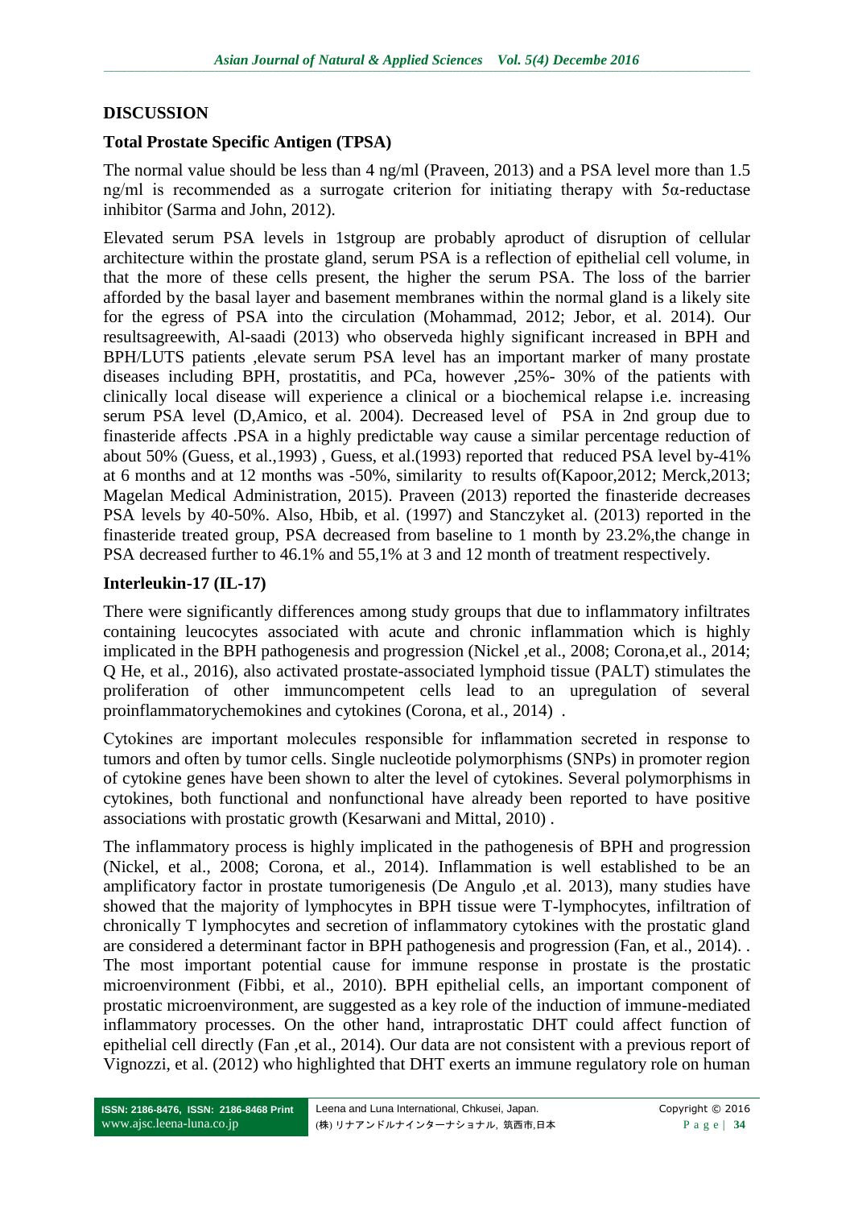## DISCUSSION

### Total Prostate Specific Antigen (TPSA)

The normal value should be less than 4 ng/ml (Praveen, 2013) and a PSA level more than 1.5 ng/ml is recommended as a surrogate criterion for initiating therapy with 5α-reductase inhibitor (Sarma and John, 2012).

Elevated serum PSA levels in 1stgroup are probably aproduct of disruption of cellular architecture within the prostate gland, serum PSA is a reflection of epithelial cell volume, in that the more of these cells present, the higher the serum PSA. The loss of the barrier afforded by the basal layer and basement membranes within the normal gland is a likely site for the egress of PSA into the circulation (Mohammad, 2012; Jebor, et al. 2014). Our resultsagreewith, Al-saadi (2013) who observeda highly significant increased in BPH and BPH/LUTS patients ,elevate serum PSA level has an important marker of many prostate diseases including BPH, prostatitis, and PCa, however ,25%- 30% of the patients with clinically local disease will experience a clinical or a biochemical relapse i.e. increasing serum PSA level (D,Amico, et al. 2004). Decreased level of PSA in 2nd group due to finasteride affects .PSA in a highly predictable way cause a similar percentage reduction of about 50% (Guess, et al.,1993) , Guess, et al.(1993) reported that reduced PSA level by-41% at 6 months and at 12 months was -50%, similarity to results of(Kapoor,2012; Merck,2013; Magelan Medical Administration, 2015). Praveen (2013) reported the finasteride decreases PSA levels by 40-50%. Also, Hbib, et al. (1997) and Stanczyket al. (2013) reported in the finasteride treated group, PSA decreased from baseline to 1 month by 23.2%,the change in PSA decreased further to 46.1% and 55,1% at 3 and 12 month of treatment respectively.

### Interleukin-17 (IL-17)

There were significantly differences among study groups that due to inflammatory infiltrates containing leucocytes associated with acute and chronic inflammation which is highly implicated in the BPH pathogenesis and progression (Nickel ,et al., 2008; Corona,et al., 2014; Q He, et al., 2016), also activated prostate-associated lymphoid tissue (PALT) stimulates the proliferation of other immuncompetent cells lead to an upregulation of several proinflammatorychemokines and cytokines (Corona, et al., 2014) .

Cytokines are important molecules responsible for inflammation secreted in response to tumors and often by tumor cells. Single nucleotide polymorphisms (SNPs) in promoter region of cytokine genes have been shown to alter the level of cytokines. Several polymorphisms in cytokines, both functional and nonfunctional have already been reported to have positive associations with prostatic growth (Kesarwani and Mittal, 2010) .

The inflammatory process is highly implicated in the pathogenesis of BPH and progression (Nickel, et al., 2008; Corona, et al., 2014). Inflammation is well established to be an amplificatory factor in prostate tumorigenesis (De Angulo ,et al. 2013), many studies have showed that the majority of lymphocytes in BPH tissue were T-lymphocytes, infiltration of chronically T lymphocytes and secretion of inflammatory cytokines with the prostatic gland are considered a determinant factor in BPH pathogenesis and progression (Fan, et al., 2014). . The most important potential cause for immune response in prostate is the prostatic microenvironment (Fibbi, et al., 2010). BPH epithelial cells, an important component of prostatic microenvironment, are suggested as a key role of the induction of immune-mediated inflammatory processes. On the other hand, intraprostatic DHT could affect function of epithelial cell directly (Fan ,et al., 2014). Our data are not consistent with a previous report of Vignozzi, et al. (2012) who highlighted that DHT exerts an immune regulatory role on human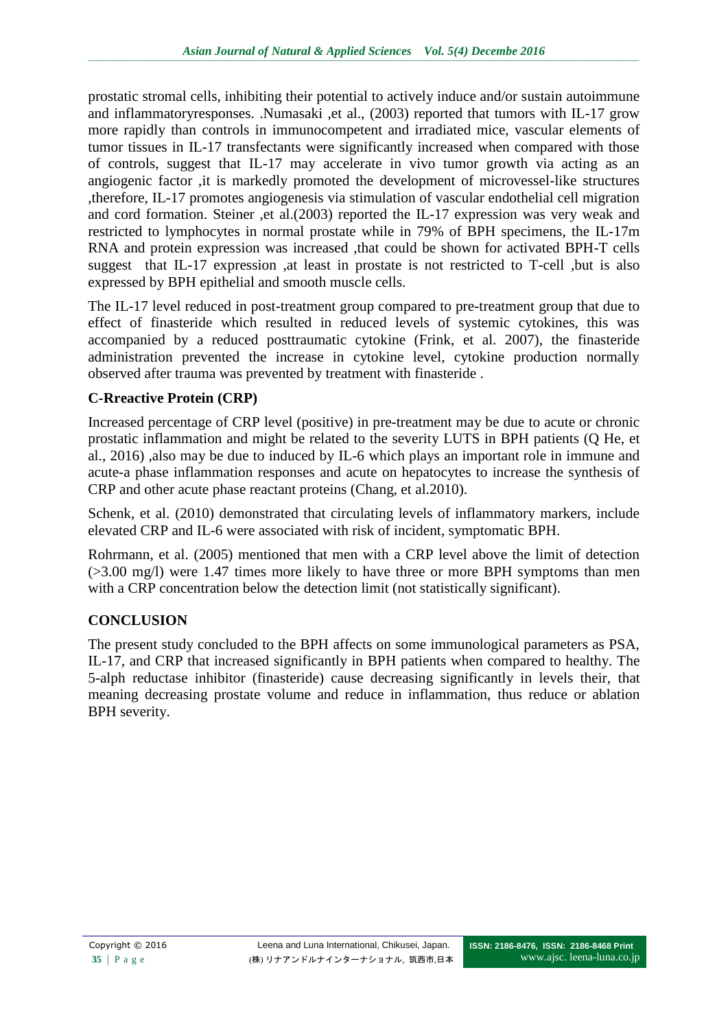prostatic stromal cells, inhibiting their potential to actively induce and/or sustain autoimmune and inflammatoryresponses. .Numasaki ,et al., (2003) reported that tumors with IL-17 grow more rapidly than controls in immunocompetent and irradiated mice, vascular elements of tumor tissues in IL-17 transfectants were significantly increased when compared with those of controls, suggest that IL-17 may accelerate in vivo tumor growth via acting as an angiogenic factor ,it is markedly promoted the development of microvessel-like structures ,therefore, IL-17 promotes angiogenesis via stimulation of vascular endothelial cell migration and cord formation. Steiner ,et al.(2003) reported the IL-17 expression was very weak and restricted to lymphocytes in normal prostate while in 79% of BPH specimens, the IL-17m RNA and protein expression was increased ,that could be shown for activated BPH-T cells suggest that IL-17 expression ,at least in prostate is not restricted to T-cell ,but is also expressed by BPH epithelial and smooth muscle cells.

The IL-17 level reduced in post-treatment group compared to pre-treatment group that due to effect of finasteride which resulted in reduced levels of systemic cytokines, this was accompanied by a reduced posttraumatic cytokine (Frink, et al. 2007), the finasteride administration prevented the increase in cytokine level, cytokine production normally observed after trauma was prevented by treatment with finasteride .

## C-Rreactive Protein (CRP)

Increased percentage of CRP level (positive) in pre-treatment may be due to acute or chronic prostatic inflammation and might be related to the severity LUTS in BPH patients (Q He, et al., 2016) ,also may be due to induced by IL-6 which plays an important role in immune and acute-a phase inflammation responses and acute on hepatocytes to increase the synthesis of CRP and other acute phase reactant proteins (Chang, et al.2010).

Schenk, et al. (2010) demonstrated that circulating levels of inflammatory markers, include elevated CRP and IL-6 were associated with risk of incident, symptomatic BPH.

Rohrmann, et al. (2005) mentioned that men with a CRP level above the limit of detection (>3.00 mg/l) were 1.47 times more likely to have three or more BPH symptoms than men with a CRP concentration below the detection limit (not statistically significant).

## CONCLUSION

The present study concluded to the BPH affects on some immunological parameters as PSA, IL-17, and CRP that increased significantly in BPH patients when compared to healthy. The 5-alph reductase inhibitor (finasteride) cause decreasing significantly in levels their, that meaning decreasing prostate volume and reduce in inflammation, thus reduce or ablation BPH severity.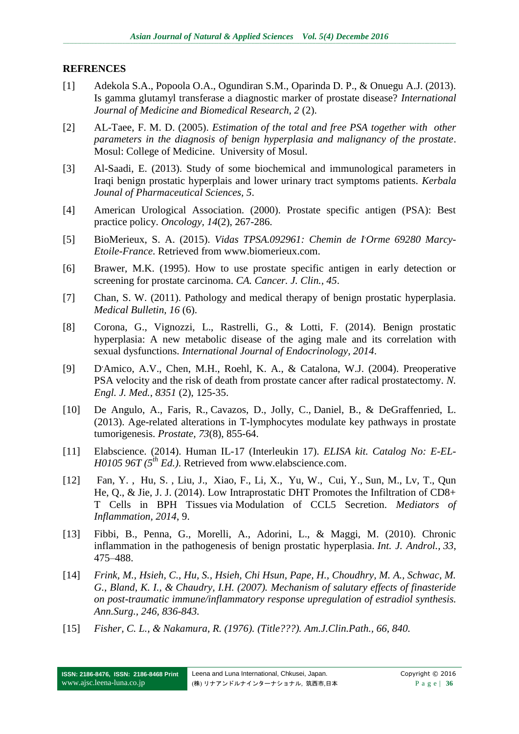## REFRENCES

[1] Adekola S.A., Popoola O.A., Ogundiran S.M., Oparinda D. P., & Onuegu A.J. (2013). Is gamma glutamyl transferase a diagnostic marker of prostate disease? *International Journal of Medicine and Biomedical Research, 2* (2).

[2] AL-Taee, F. M. D. (2005). *Estimation of the total and free PSA together with other parameters in the diagnosis of benign hyperplasia and malignancy of the prostate*. Mosul: College of Medicine. University of Mosul.

[3] Al-Saadi, E. (2013). Study of some biochemical and immunological parameters in Iraqi benign prostatic hyperplais and lower urinary tract symptoms patients. *Kerbala Jounal of Pharmaceutical Sciences, 5*.

[4] American Urological Association. (2000). Prostate specific antigen (PSA): Best practice policy. *Oncology, 14*(2), 267-286.

[5] BioMerieux, S. A. (2015). *Vidas TPSA.092961: Chemin de I'Orme 69280 Marcy-Etoile-France*. Retrieved from www.biomerieux.com.

[6] Brawer, M.K. (1995). How to use prostate specific antigen in early detection or screening for prostate carcinoma. *CA. Cancer. J. Clin., 45*.

[7] Chan, S. W. (2011). Pathology and medical therapy of benign prostatic hyperplasia. *Medical Bulletin, 16* (6).

[8] Corona, G., Vignozzi, L., Rastrelli, G., & Lotti, F. (2014). Benign prostatic hyperplasia: A new metabolic disease of the aging male and its correlation with sexual dysfunctions. *International Journal of Endocrinology, 2014*.

[9] D'Amico, A.V., Chen, M.H., Roehl, K. A., & Catalona, W.J. (2004). Preoperative PSA velocity and the risk of death from prostate cancer after radical prostatectomy. *N. Engl. J. Med., 8351* (2), 125-35.

[10] De Angulo, A., Faris, R., Cavazos, D., Jolly, C., Daniel, B., & DeGraffenried, L. (2013). Age-related alterations in T-lymphocytes modulate key pathways in prostate tumorigenesis. *Prostate, 73*(8), 855-64.

[11] Elabscience. (2014). Human IL-17 (Interleukin 17). *ELISA kit. Catalog No: E-EL-H0105 96T (5th Ed.)*. Retrieved from www.elabscience.com.

[12] Fan, Y. , Hu, S. , Liu, J., Xiao, F., Li, X., Yu, W., Cui, Y., Sun, M., Lv, T., Qun He, Q., & Jie, J. J. (2014). Low Intraprostatic DHT Promotes the Infiltration of CD8+ T Cells in BPH Tissues via Modulation of CCL5 Secretion. *Mediators of Inflammation, 2014*, 9.

[13] Fibbi, B., Penna, G., Morelli, A., Adorini, L., & Maggi, M. (2010). Chronic inflammation in the pathogenesis of benign prostatic hyperplasia. *Int. J. Androl., 33*, 475–488.

[14] *Frink, M., Hsieh, C., Hu, S., Hsieh, Chi Hsun, Pape, H., Choudhry, M. A., Schwac, M. G., Bland, K. I., & Chaudry, I.H. (2007). Mechanism of salutary effects of finasteride on post-traumatic immune/inflammatory response upregulation of estradiol synthesis. Ann.Surg., 246, 836-843.*

[15] *Fisher, C. L., & Nakamura, R. (1976). (Title???). Am.J.Clin.Path., 66, 840.*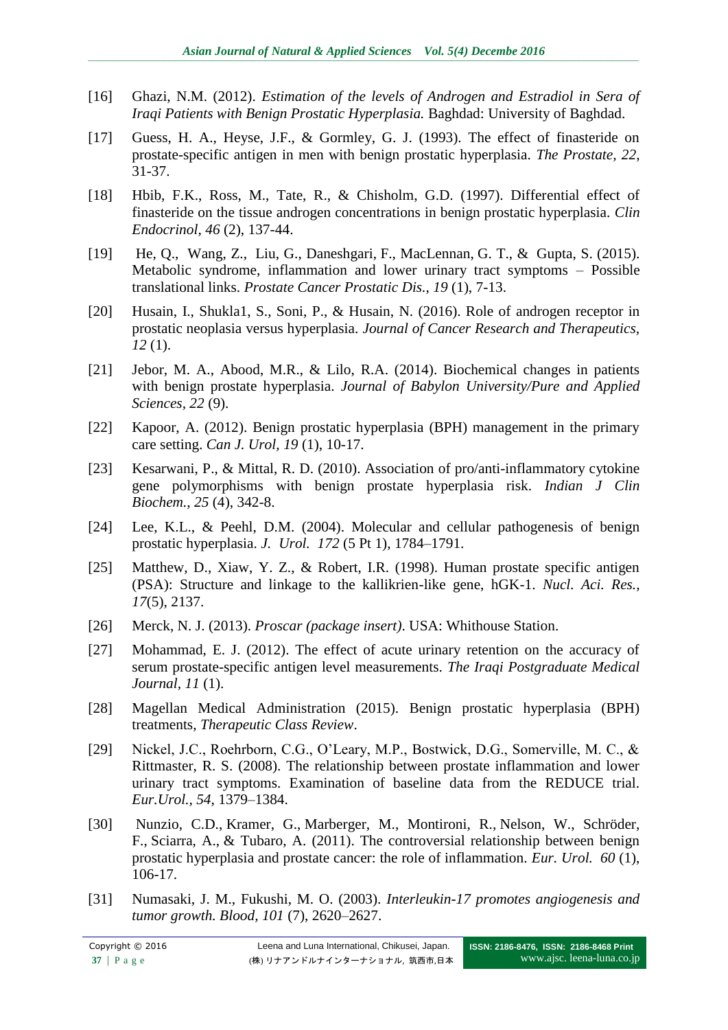[16] Ghazi, N.M. (2012). *Estimation of the levels of Androgen and Estradiol in Sera of Iraqi Patients with Benign Prostatic Hyperplasia.* Baghdad: University of Baghdad.

[17] Guess, H. A., Heyse, J.F., & Gormley, G. J. (1993). The effect of finasteride on prostate-specific antigen in men with benign prostatic hyperplasia. *The Prostate, 22*, 31-37.

[18] Hbib, F.K., Ross, M., Tate, R., & Chisholm, G.D. (1997). Differential effect of finasteride on the tissue androgen concentrations in benign prostatic hyperplasia. *Clin Endocrinol, 46* (2), 137-44.

[19] He, Q., Wang, Z., Liu, G., Daneshgari, F., MacLennan, G. T., & Gupta, S. (2015). Metabolic syndrome, inflammation and lower urinary tract symptoms – Possible translational links. *Prostate Cancer Prostatic Dis., 19* (1), 7-13.

[20] Husain, I., Shukla1, S., Soni, P., & Husain, N. (2016). Role of androgen receptor in prostatic neoplasia versus hyperplasia. *Journal of Cancer Research and Therapeutics, 12* (1).

[21] Jebor, M. A., Abood, M.R., & Lilo, R.A. (2014). Biochemical changes in patients with benign prostate hyperplasia. *Journal of Babylon University/Pure and Applied Sciences, 22* (9).

[22] Kapoor, A. (2012). Benign prostatic hyperplasia (BPH) management in the primary care setting. *Can J. Urol, 19* (1), 10-17.

[23] Kesarwani, P., & Mittal, R. D. (2010). Association of pro/anti-inflammatory cytokine gene polymorphisms with benign prostate hyperplasia risk. *Indian J Clin Biochem., 25* (4), 342-8.

[24] Lee, K.L., & Peehl, D.M. (2004). Molecular and cellular pathogenesis of benign prostatic hyperplasia. *J. Urol. 172* (5 Pt 1), 1784–1791.

[25] Matthew, D., Xiaw, Y. Z., & Robert, I.R. (1998). Human prostate specific antigen (PSA): Structure and linkage to the kallikrien-like gene, hGK-1. *Nucl. Aci. Res., 17*(5), 2137.

[26] Merck, N. J. (2013). *Proscar (package insert)*. USA: Whithouse Station.

[27] Mohammad, E. J. (2012). The effect of acute urinary retention on the accuracy of serum prostate-specific antigen level measurements. *The Iraqi Postgraduate Medical Journal, 11* (1).

[28] Magellan Medical Administration (2015). Benign prostatic hyperplasia (BPH) treatments, *Therapeutic Class Review*.

[29] Nickel, J.C., Roehrborn, C.G., O'Leary, M.P., Bostwick, D.G., Somerville, M. C., & Rittmaster, R. S. (2008). The relationship between prostate inflammation and lower urinary tract symptoms. Examination of baseline data from the REDUCE trial. *Eur.Urol., 54*, 1379–1384.

[30] Nunzio, C.D., Kramer, G., Marberger, M., Montironi, R., Nelson, W., Schröder, F., Sciarra, A., & Tubaro, A. (2011). The controversial relationship between benign prostatic hyperplasia and prostate cancer: the role of inflammation. *Eur. Urol. 60* (1), 106-17.

[31] Numasaki, J. M., Fukushi, M. O. (2003). *Interleukin-17 promotes angiogenesis and tumor growth. Blood, 101* (7), 2620–2627.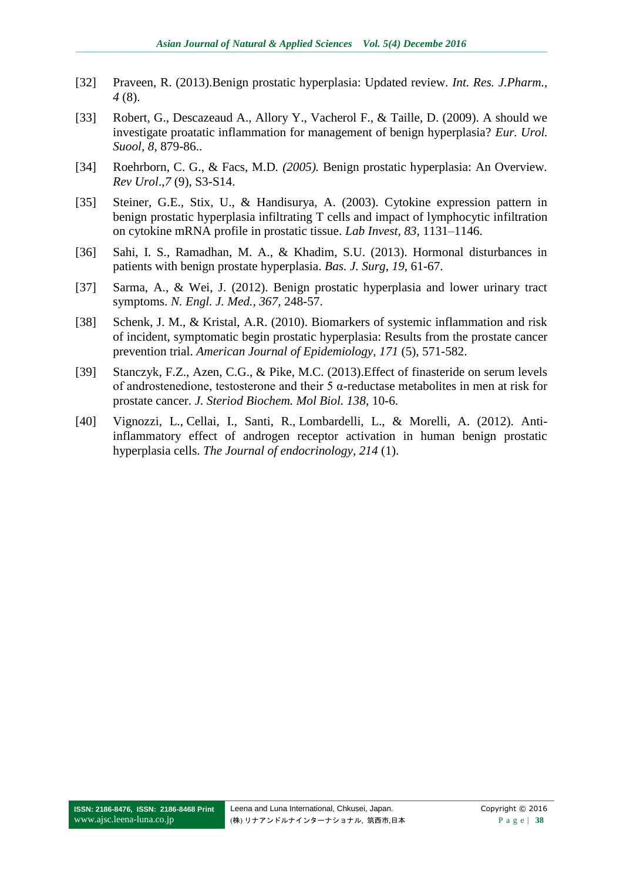[32] Praveen, R. (2013).Benign prostatic hyperplasia: Updated review. *Int. Res. J.Pharm., 4* (8).

[33] Robert, G., Descazeaud A., Allory Y., Vacherol F., & Taille, D. (2009). A should we investigate proatatic inflammation for management of benign hyperplasia? *Eur. Urol. Suool, 8*, 879-86..

[34] Roehrborn, C. G., & Facs, M.D. *(2005).* Benign prostatic hyperplasia: An Overview. *Rev Urol.,7* (9), S3-S14.

[35] Steiner, G.E., Stix, U., & Handisurya, A. (2003). Cytokine expression pattern in benign prostatic hyperplasia infiltrating T cells and impact of lymphocytic infiltration on cytokine mRNA profile in prostatic tissue. *Lab Invest, 83*, 1131–1146.

[36] Sahi, I. S., Ramadhan, M. A., & Khadim, S.U. (2013). Hormonal disturbances in patients with benign prostate hyperplasia. *Bas. J. Surg, 19*, 61-67.

[37] Sarma, A., & Wei, J. (2012). Benign prostatic hyperplasia and lower urinary tract symptoms. *N. Engl. J. Med., 367*, 248-57.

[38] Schenk, J. M., & Kristal, A.R. (2010). Biomarkers of systemic inflammation and risk of incident, symptomatic begin prostatic hyperplasia: Results from the prostate cancer prevention trial. *American Journal of Epidemiology, 171* (5), 571-582.

[39] Stanczyk, F.Z., Azen, C.G., & Pike, M.C. (2013).Effect of finasteride on serum levels of androstenedione, testosterone and their 5 α-reductase metabolites in men at risk for prostate cancer. *J. Steriod Biochem. Mol Biol. 138*, 10-6.

[40] Vignozzi, L., Cellai, I., Santi, R., Lombardelli, L., & Morelli, A. (2012). Anti-inflammatory effect of androgen receptor activation in human benign prostatic hyperplasia cells. *The Journal of endocrinology, 214* (1).